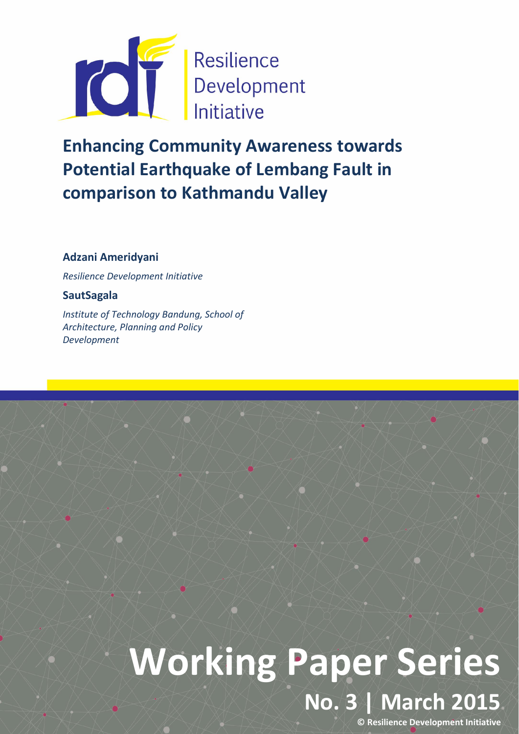Resilience Development Initiative

# Enhancing Community Awareness towards Potential Earthquake of Lembang Fault in comparison to Kathmandu Valley

**Adzani Ameridyani**

*Resilience Development Initiative*

**SautSagala**

*Institute of Technology Bandung, School of Architecture, Planning and Policy Development*

# Working Paper Series

## No. 3 | March 2015

**© Resilience Development Initiative**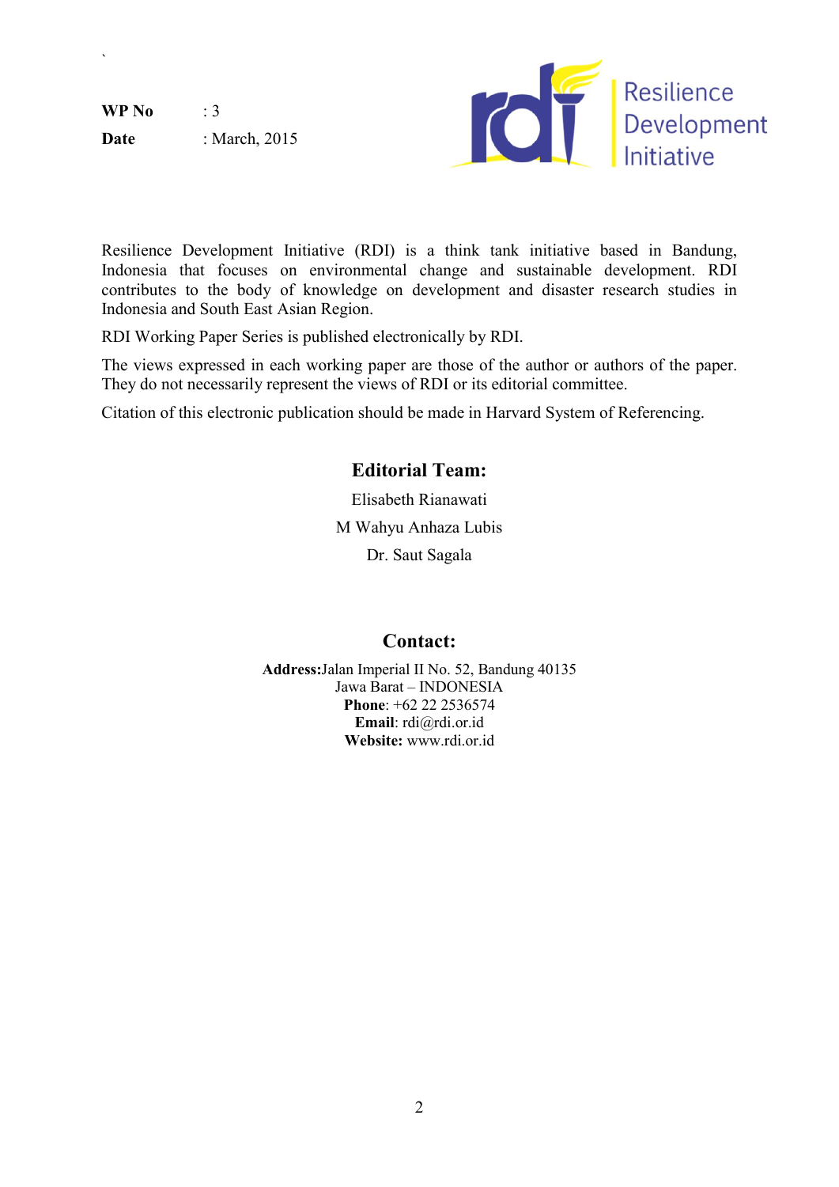**WP No** : 3

**Date** : March, 2015

Resilience Development Initiative

Resilience Development Initiative (RDI) is a think tank initiative based in Bandung, Indonesia that focuses on environmental change and sustainable development. RDI contributes to the body of knowledge on development and disaster research studies in Indonesia and South East Asian Region.

RDI Working Paper Series is published electronically by RDI.

The views expressed in each working paper are those of the author or authors of the paper. They do not necessarily represent the views of RDI or its editorial committee.

Citation of this electronic publication should be made in Harvard System of Referencing.

## Editorial Team:

Elisabeth Rianawati

M Wahyu Anhaza Lubis

Dr. Saut Sagala

## Contact:

**Address:**Jalan Imperial II No. 52, Bandung 40135
Jawa Barat – INDONESIA
**Phone**: +62 22 2536574
**Email**: rdi@rdi.or.id
**Website:** www.rdi.or.id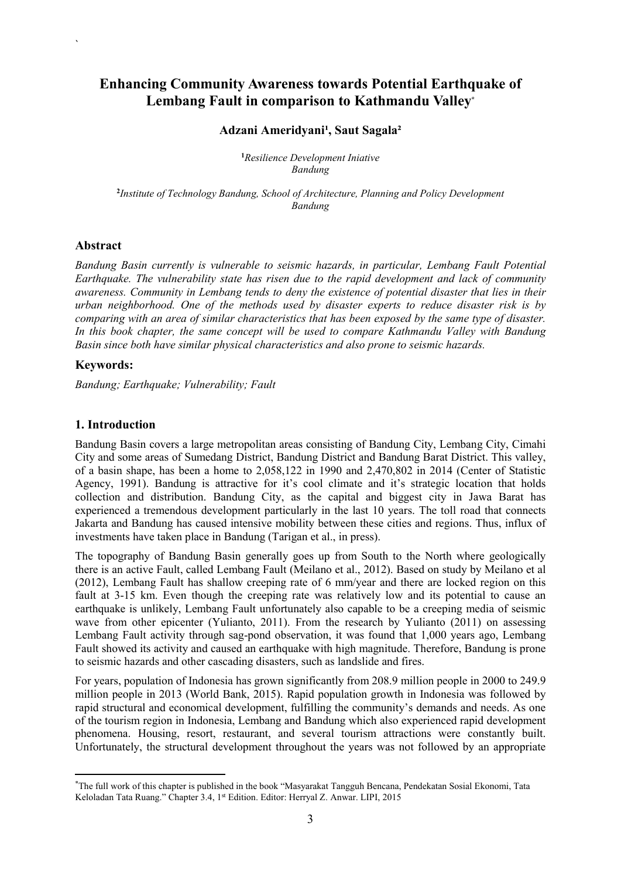# Enhancing Community Awareness towards Potential Earthquake of Lembang Fault in comparison to Kathmandu Valley*

**Adzani Ameridyani[1], Saut Sagala[2]**

[1]*Resilience Development Iniative*
*Bandung*

[2]*Institute of Technology Bandung, School of Architecture, Planning and Policy Development*
*Bandung*

## Abstract

*Bandung Basin currently is vulnerable to seismic hazards, in particular, Lembang Fault Potential Earthquake. The vulnerability state has risen due to the rapid development and lack of community awareness. Community in Lembang tends to deny the existence of potential disaster that lies in their urban neighborhood. One of the methods used by disaster experts to reduce disaster risk is by comparing with an area of similar characteristics that has been exposed by the same type of disaster. In this book chapter, the same concept will be used to compare Kathmandu Valley with Bandung Basin since both have similar physical characteristics and also prone to seismic hazards.*

## Keywords:

*Bandung; Earthquake; Vulnerability; Fault*

## 1. Introduction

Bandung Basin covers a large metropolitan areas consisting of Bandung City, Lembang City, Cimahi City and some areas of Sumedang District, Bandung District and Bandung Barat District. This valley, of a basin shape, has been a home to 2,058,122 in 1990 and 2,470,802 in 2014 (Center of Statistic Agency, 1991). Bandung is attractive for it's cool climate and it's strategic location that holds collection and distribution. Bandung City, as the capital and biggest city in Jawa Barat has experienced a tremendous development particularly in the last 10 years. The toll road that connects Jakarta and Bandung has caused intensive mobility between these cities and regions. Thus, influx of investments have taken place in Bandung (Tarigan et al., in press).

The topography of Bandung Basin generally goes up from South to the North where geologically there is an active Fault, called Lembang Fault (Meilano et al., 2012). Based on study by Meilano et al (2012), Lembang Fault has shallow creeping rate of 6 mm/year and there are locked region on this fault at 3-15 km. Even though the creeping rate was relatively low and its potential to cause an earthquake is unlikely, Lembang Fault unfortunately also capable to be a creeping media of seismic wave from other epicenter (Yulianto, 2011). From the research by Yulianto (2011) on assessing Lembang Fault activity through sag-pond observation, it was found that 1,000 years ago, Lembang Fault showed its activity and caused an earthquake with high magnitude. Therefore, Bandung is prone to seismic hazards and other cascading disasters, such as landslide and fires.

For years, population of Indonesia has grown significantly from 208.9 million people in 2000 to 249.9 million people in 2013 (World Bank, 2015). Rapid population growth in Indonesia was followed by rapid structural and economical development, fulfilling the community's demands and needs. As one of the tourism region in Indonesia, Lembang and Bandung which also experienced rapid development phenomena. Housing, resort, restaurant, and several tourism attractions were constantly built. Unfortunately, the structural development throughout the years was not followed by an appropriate

*The full work of this chapter is published in the book "Masyarakat Tangguh Bencana, Pendekatan Sosial Ekonomi, Tata Keloladan Tata Ruang." Chapter 3.4, 1st Edition. Editor: Herryal Z. Anwar. LIPI, 2015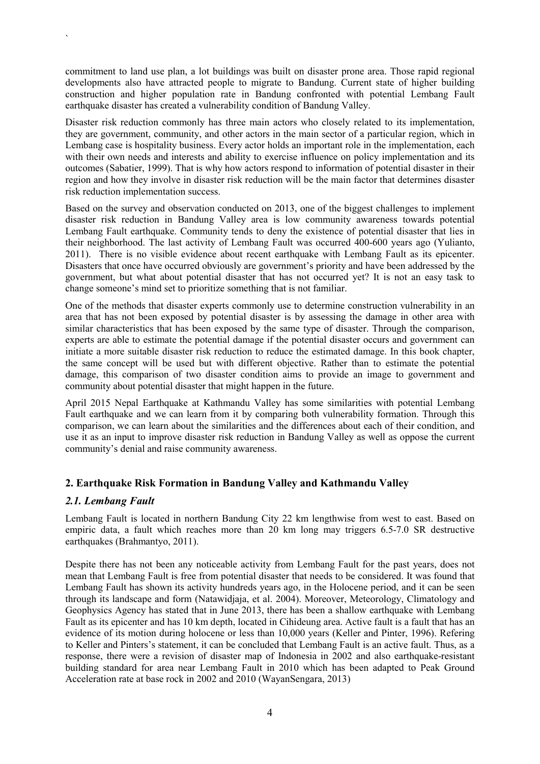commitment to land use plan, a lot buildings was built on disaster prone area. Those rapid regional developments also have attracted people to migrate to Bandung. Current state of higher building construction and higher population rate in Bandung confronted with potential Lembang Fault earthquake disaster has created a vulnerability condition of Bandung Valley.

Disaster risk reduction commonly has three main actors who closely related to its implementation, they are government, community, and other actors in the main sector of a particular region, which in Lembang case is hospitality business. Every actor holds an important role in the implementation, each with their own needs and interests and ability to exercise influence on policy implementation and its outcomes (Sabatier, 1999). That is why how actors respond to information of potential disaster in their region and how they involve in disaster risk reduction will be the main factor that determines disaster risk reduction implementation success.

Based on the survey and observation conducted on 2013, one of the biggest challenges to implement disaster risk reduction in Bandung Valley area is low community awareness towards potential Lembang Fault earthquake. Community tends to deny the existence of potential disaster that lies in their neighborhood. The last activity of Lembang Fault was occurred 400-600 years ago (Yulianto, 2011). There is no visible evidence about recent earthquake with Lembang Fault as its epicenter. Disasters that once have occurred obviously are government's priority and have been addressed by the government, but what about potential disaster that has not occurred yet? It is not an easy task to change someone's mind set to prioritize something that is not familiar.

One of the methods that disaster experts commonly use to determine construction vulnerability in an area that has not been exposed by potential disaster is by assessing the damage in other area with similar characteristics that has been exposed by the same type of disaster. Through the comparison, experts are able to estimate the potential damage if the potential disaster occurs and government can initiate a more suitable disaster risk reduction to reduce the estimated damage. In this book chapter, the same concept will be used but with different objective. Rather than to estimate the potential damage, this comparison of two disaster condition aims to provide an image to government and community about potential disaster that might happen in the future.

April 2015 Nepal Earthquake at Kathmandu Valley has some similarities with potential Lembang Fault earthquake and we can learn from it by comparing both vulnerability formation. Through this comparison, we can learn about the similarities and the differences about each of their condition, and use it as an input to improve disaster risk reduction in Bandung Valley as well as oppose the current community's denial and raise community awareness.

## 2. Earthquake Risk Formation in Bandung Valley and Kathmandu Valley

### *2.1. Lembang Fault*

Lembang Fault is located in northern Bandung City 22 km lengthwise from west to east. Based on empiric data, a fault which reaches more than 20 km long may triggers 6.5-7.0 SR destructive earthquakes (Brahmantyo, 2011).

Despite there has not been any noticeable activity from Lembang Fault for the past years, does not mean that Lembang Fault is free from potential disaster that needs to be considered. It was found that Lembang Fault has shown its activity hundreds years ago, in the Holocene period, and it can be seen through its landscape and form (Natawidjaja, et al. 2004). Moreover, Meteorology, Climatology and Geophysics Agency has stated that in June 2013, there has been a shallow earthquake with Lembang Fault as its epicenter and has 10 km depth, located in Cihideung area. Active fault is a fault that has an evidence of its motion during holocene or less than 10,000 years (Keller and Pinter, 1996). Refering to Keller and Pinters's statement, it can be concluded that Lembang Fault is an active fault. Thus, as a response, there were a revision of disaster map of Indonesia in 2002 and also earthquake-resistant building standard for area near Lembang Fault in 2010 which has been adapted to Peak Ground Acceleration rate at base rock in 2002 and 2010 (WayanSengara, 2013)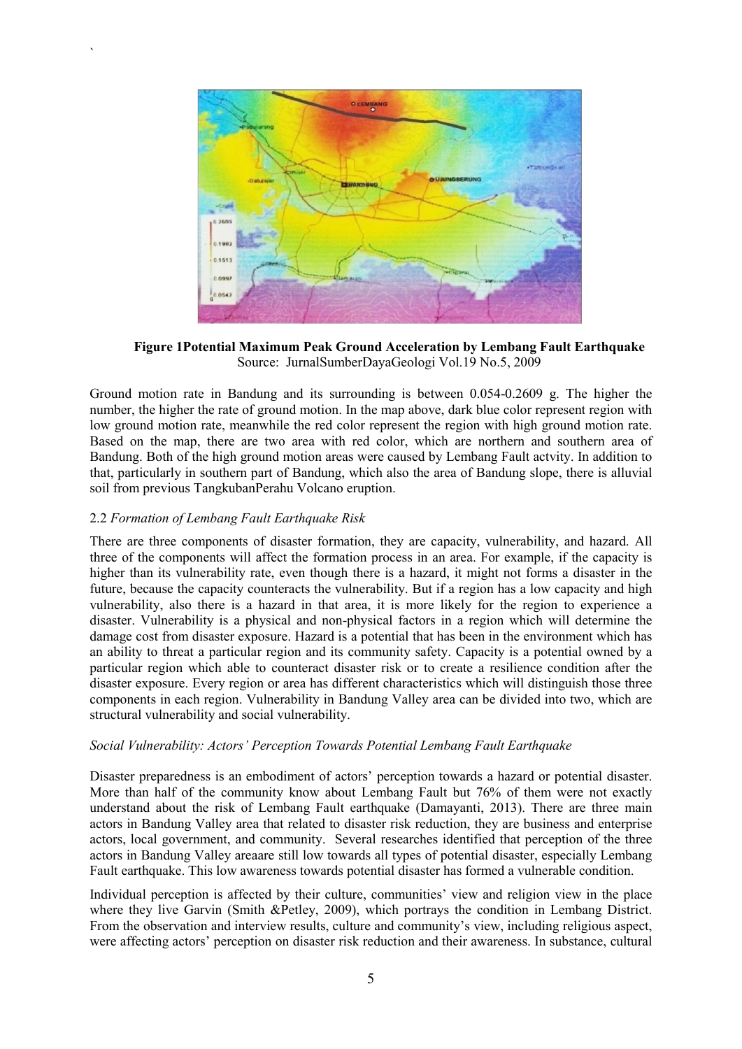**Figure 1Potential Maximum Peak Ground Acceleration by Lembang Fault Earthquake**
Source: JurnalSumberDayaGeologi Vol.19 No.5, 2009

Ground motion rate in Bandung and its surrounding is between 0.054-0.2609 g. The higher the number, the higher the rate of ground motion. In the map above, dark blue color represent region with low ground motion rate, meanwhile the red color represent the region with high ground motion rate. Based on the map, there are two area with red color, which are northern and southern area of Bandung. Both of the high ground motion areas were caused by Lembang Fault actvity. In addition to that, particularly in southern part of Bandung, which also the area of Bandung slope, there is alluvial soil from previous TangkubanPerahu Volcano eruption.

### 2.2 *Formation of Lembang Fault Earthquake Risk*

There are three components of disaster formation, they are capacity, vulnerability, and hazard. All three of the components will affect the formation process in an area. For example, if the capacity is higher than its vulnerability rate, even though there is a hazard, it might not forms a disaster in the future, because the capacity counteracts the vulnerability. But if a region has a low capacity and high vulnerability, also there is a hazard in that area, it is more likely for the region to experience a disaster. Vulnerability is a physical and non-physical factors in a region which will determine the damage cost from disaster exposure. Hazard is a potential that has been in the environment which has an ability to threat a particular region and its community safety. Capacity is a potential owned by a particular region which able to counteract disaster risk or to create a resilience condition after the disaster exposure. Every region or area has different characteristics which will distinguish those three components in each region. Vulnerability in Bandung Valley area can be divided into two, which are structural vulnerability and social vulnerability.

*Social Vulnerability: Actors' Perception Towards Potential Lembang Fault Earthquake*

Disaster preparedness is an embodiment of actors' perception towards a hazard or potential disaster. More than half of the community know about Lembang Fault but 76% of them were not exactly understand about the risk of Lembang Fault earthquake (Damayanti, 2013). There are three main actors in Bandung Valley area that related to disaster risk reduction, they are business and enterprise actors, local government, and community. Several researches identified that perception of the three actors in Bandung Valley areaare still low towards all types of potential disaster, especially Lembang Fault earthquake. This low awareness towards potential disaster has formed a vulnerable condition.

Individual perception is affected by their culture, communities' view and religion view in the place where they live Garvin (Smith &Petley, 2009), which portrays the condition in Lembang District. From the observation and interview results, culture and community's view, including religious aspect, were affecting actors' perception on disaster risk reduction and their awareness. In substance, cultural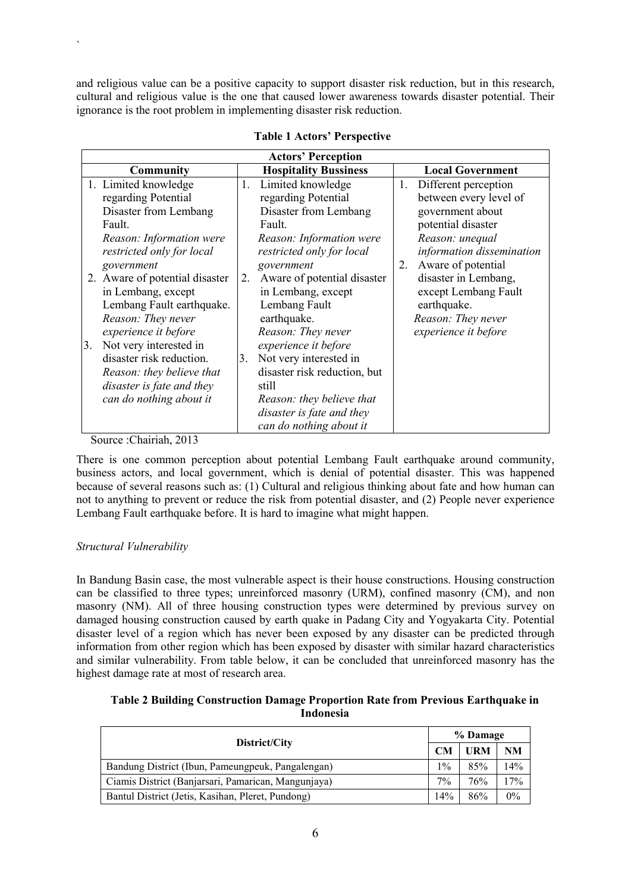and religious value can be a positive capacity to support disaster risk reduction, but in this research, cultural and religious value is the one that caused lower awareness towards disaster potential. Their ignorance is the root problem in implementing disaster risk reduction.

**Table 1 Actors' Perspective**

| Actors' Perception | | |
|---|---|---|
| **Community** | **Hospitality Bussiness** | **Local Government** |
| 1. Limited knowledge regarding Potential Disaster from Lembang Fault. *Reason: Information were restricted only for local government* <br> 2. Aware of potential disaster in Lembang, except Lembang Fault earthquake. *Reason: They never experience it before* <br> 3. Not very interested in disaster risk reduction. *Reason: they believe that disaster is fate and they can do nothing about it* | 1. Limited knowledge regarding Potential Disaster from Lembang Fault. *Reason: Information were restricted only for local government* <br> 2. Aware of potential disaster in Lembang, except Lembang Fault earthquake. *Reason: They never experience it before* <br> 3. Not very interested in disaster risk reduction, but still *Reason: they believe that disaster is fate and they can do nothing about it* | 1. Different perception between every level of government about potential disaster *Reason: unequal information dissemination* <br> 2. Aware of potential disaster in Lembang, except Lembang Fault earthquake. *Reason: They never experience it before* |

Source :Chairiah, 2013

There is one common perception about potential Lembang Fault earthquake around community, business actors, and local government, which is denial of potential disaster. This was happened because of several reasons such as: (1) Cultural and religious thinking about fate and how human can not to anything to prevent or reduce the risk from potential disaster, and (2) People never experience Lembang Fault earthquake before. It is hard to imagine what might happen.

*Structural Vulnerability*

In Bandung Basin case, the most vulnerable aspect is their house constructions. Housing construction can be classified to three types; unreinforced masonry (URM), confined masonry (CM), and non masonry (NM). All of three housing construction types were determined by previous survey on damaged housing construction caused by earth quake in Padang City and Yogyakarta City. Potential disaster level of a region which has never been exposed by any disaster can be predicted through information from other region which has been exposed by disaster with similar hazard characteristics and similar vulnerability. From table below, it can be concluded that unreinforced masonry has the highest damage rate at most of research area.

**Table 2 Building Construction Damage Proportion Rate from Previous Earthquake in Indonesia**

| District/City | % Damage | | |
|---|---|---|---|
| | **CM** | **URM** | **NM** |
| Bandung District (Ibun, Pameungpeuk, Pangalengan) | 1% | 85% | 14% |
| Ciamis District (Banjarsari, Pamarican, Mangunjaya) | 7% | 76% | 17% |
| Bantul District (Jetis, Kasihan, Pleret, Pundong) | 14% | 86% | 0% |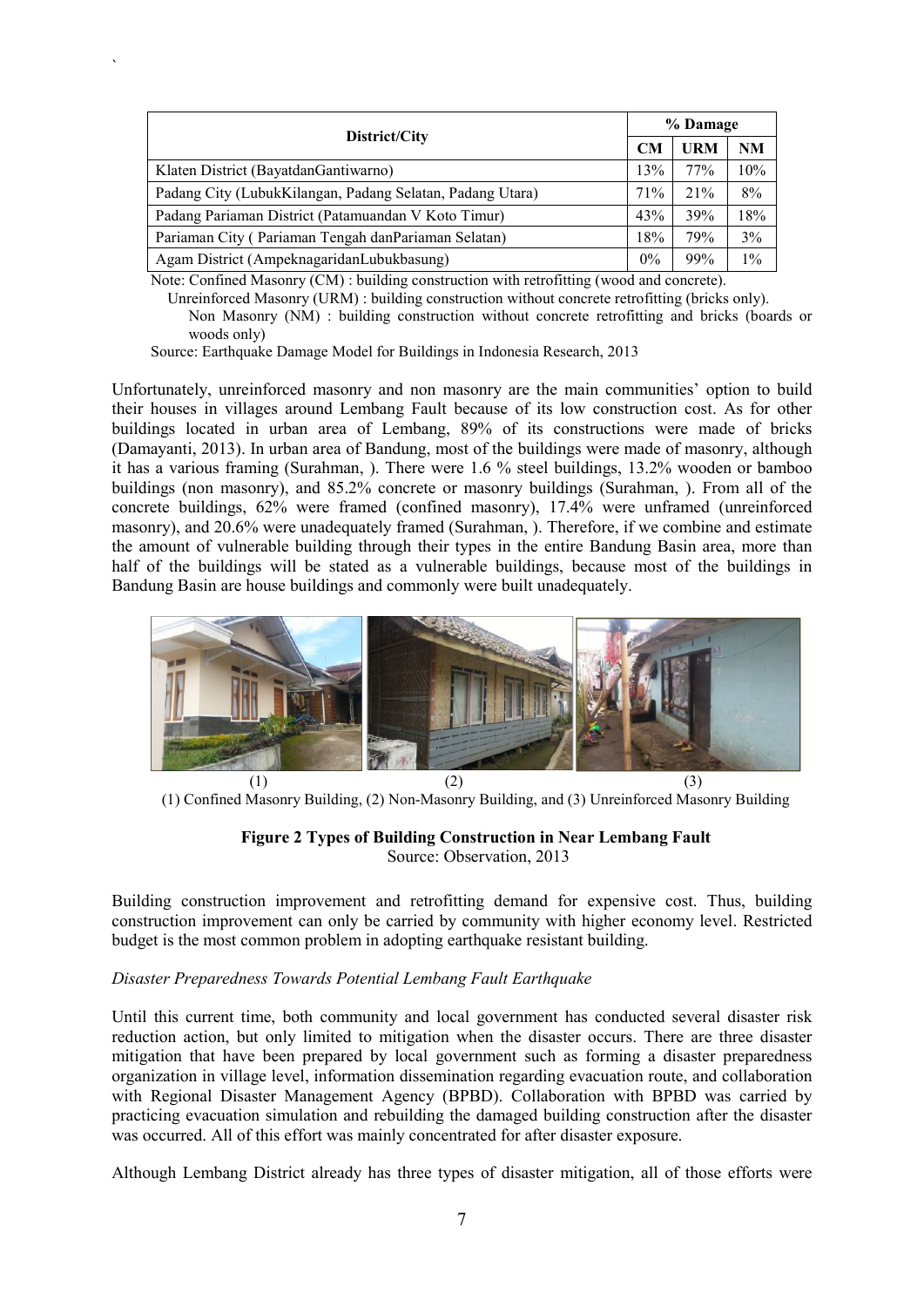| District/City | % Damage | | |
|---|---|---|---|
| | CM | URM | NM |
| Klaten District (BayatdanGantiwarno) | 13% | 77% | 10% |
| Padang City (LubukKilangan, Padang Selatan, Padang Utara) | 71% | 21% | 8% |
| Padang Pariaman District (Patamuandan V Koto Timur) | 43% | 39% | 18% |
| Pariaman City ( Pariaman Tengah danPariaman Selatan) | 18% | 79% | 3% |
| Agam District (AmpeknagaridanLubukbasung) | 0% | 99% | 1% |

Note: Confined Masonry (CM) : building construction with retrofitting (wood and concrete).
Unreinforced Masonry (URM) : building construction without concrete retrofitting (bricks only).
Non Masonry (NM) : building construction without concrete retrofitting and bricks (boards or woods only)

Source: Earthquake Damage Model for Buildings in Indonesia Research, 2013

Unfortunately, unreinforced masonry and non masonry are the main communities' option to build their houses in villages around Lembang Fault because of its low construction cost. As for other buildings located in urban area of Lembang, 89% of its constructions were made of bricks (Damayanti, 2013). In urban area of Bandung, most of the buildings were made of masonry, although it has a various framing (Surahman, ). There were 1.6 % steel buildings, 13.2% wooden or bamboo buildings (non masonry), and 85.2% concrete or masonry buildings (Surahman, ). From all of the concrete buildings, 62% were framed (confined masonry), 17.4% were unframed (unreinforced masonry), and 20.6% were unadequately framed (Surahman, ). Therefore, if we combine and estimate the amount of vulnerable building through their types in the entire Bandung Basin area, more than half of the buildings will be stated as a vulnerable buildings, because most of the buildings in Bandung Basin are house buildings and commonly were built unadequately.

(1) (2) (3)

(1) Confined Masonry Building, (2) Non-Masonry Building, and (3) Unreinforced Masonry Building

**Figure 2 Types of Building Construction in Near Lembang Fault**

Source: Observation, 2013

Building construction improvement and retrofitting demand for expensive cost. Thus, building construction improvement can only be carried by community with higher economy level. Restricted budget is the most common problem in adopting earthquake resistant building.

*Disaster Preparedness Towards Potential Lembang Fault Earthquake*

Until this current time, both community and local government has conducted several disaster risk reduction action, but only limited to mitigation when the disaster occurs. There are three disaster mitigation that have been prepared by local government such as forming a disaster preparedness organization in village level, information dissemination regarding evacuation route, and collaboration with Regional Disaster Management Agency (BPBD). Collaboration with BPBD was carried by practicing evacuation simulation and rebuilding the damaged building construction after the disaster was occurred. All of this effort was mainly concentrated for after disaster exposure.

Although Lembang District already has three types of disaster mitigation, all of those efforts were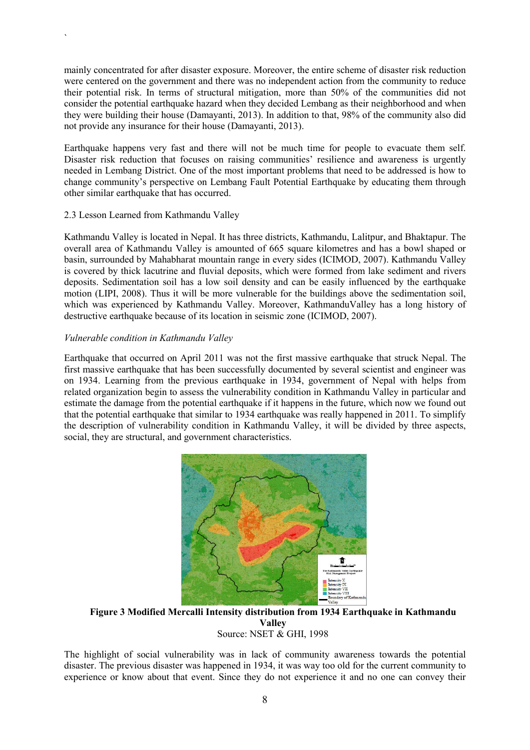mainly concentrated for after disaster exposure. Moreover, the entire scheme of disaster risk reduction were centered on the government and there was no independent action from the community to reduce their potential risk. In terms of structural mitigation, more than 50% of the communities did not consider the potential earthquake hazard when they decided Lembang as their neighborhood and when they were building their house (Damayanti, 2013). In addition to that, 98% of the community also did not provide any insurance for their house (Damayanti, 2013).

Earthquake happens very fast and there will not be much time for people to evacuate them self. Disaster risk reduction that focuses on raising communities' resilience and awareness is urgently needed in Lembang District. One of the most important problems that need to be addressed is how to change community's perspective on Lembang Fault Potential Earthquake by educating them through other similar earthquake that has occurred.

2.3 Lesson Learned from Kathmandu Valley

Kathmandu Valley is located in Nepal. It has three districts, Kathmandu, Lalitpur, and Bhaktapur. The overall area of Kathmandu Valley is amounted of 665 square kilometres and has a bowl shaped or basin, surrounded by Mahabharat mountain range in every sides (ICIMOD, 2007). Kathmandu Valley is covered by thick lacutrine and fluvial deposits, which were formed from lake sediment and rivers deposits. Sedimentation soil has a low soil density and can be easily influenced by the earthquake motion (LIPI, 2008). Thus it will be more vulnerable for the buildings above the sedimentation soil, which was experienced by Kathmandu Valley. Moreover, KathmanduValley has a long history of destructive earthquake because of its location in seismic zone (ICIMOD, 2007).

*Vulnerable condition in Kathmandu Valley*

Earthquake that occurred on April 2011 was not the first massive earthquake that struck Nepal. The first massive earthquake that has been successfully documented by several scientist and engineer was on 1934. Learning from the previous earthquake in 1934, government of Nepal with helps from related organization begin to assess the vulnerability condition in Kathmandu Valley in particular and estimate the damage from the potential earthquake if it happens in the future, which now we found out that the potential earthquake that similar to 1934 earthquake was really happened in 2011. To simplify the description of vulnerability condition in Kathmandu Valley, it will be divided by three aspects, social, they are structural, and government characteristics.

**Figure 3 Modified Mercalli Intensity distribution from 1934 Earthquake in Kathmandu Valley**
Source: NSET & GHI, 1998

The highlight of social vulnerability was in lack of community awareness towards the potential disaster. The previous disaster was happened in 1934, it was way too old for the current community to experience or know about that event. Since they do not experience it and no one can convey their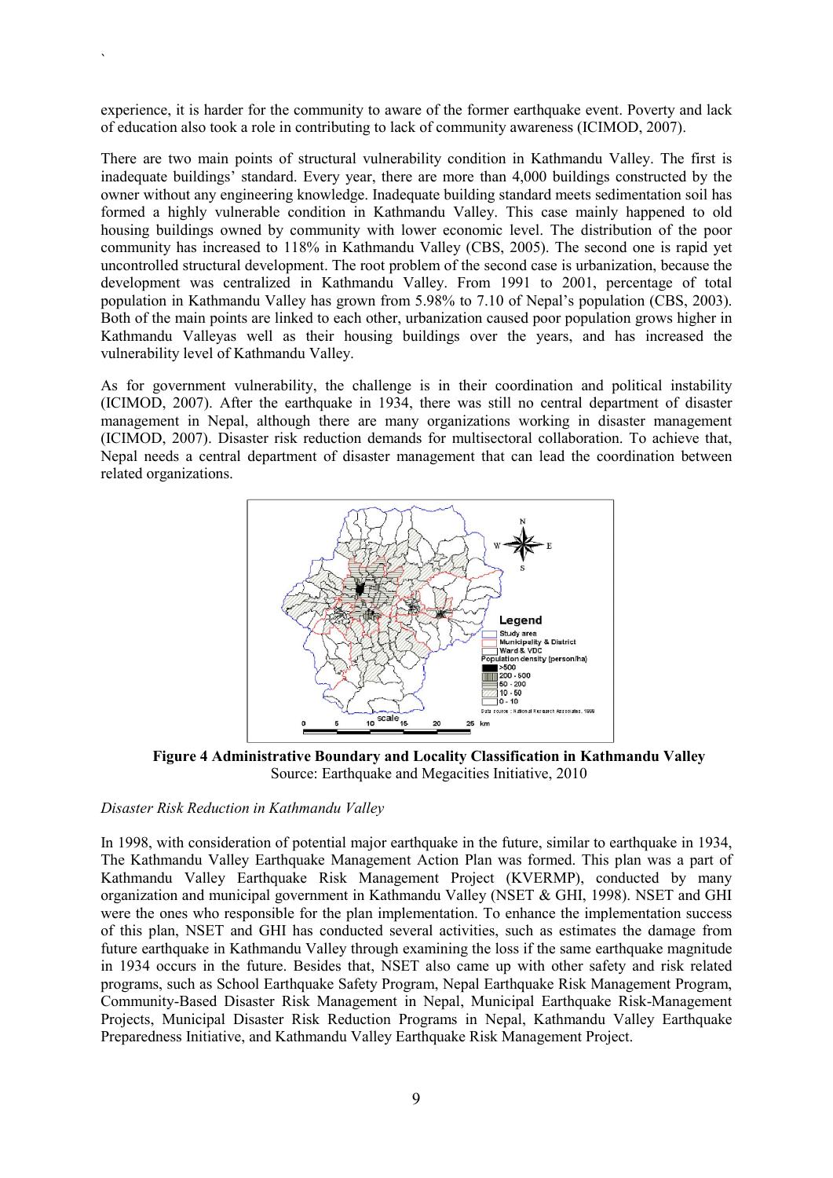experience, it is harder for the community to aware of the former earthquake event. Poverty and lack of education also took a role in contributing to lack of community awareness (ICIMOD, 2007).

There are two main points of structural vulnerability condition in Kathmandu Valley. The first is inadequate buildings' standard. Every year, there are more than 4,000 buildings constructed by the owner without any engineering knowledge. Inadequate building standard meets sedimentation soil has formed a highly vulnerable condition in Kathmandu Valley. This case mainly happened to old housing buildings owned by community with lower economic level. The distribution of the poor community has increased to 118% in Kathmandu Valley (CBS, 2005). The second one is rapid yet uncontrolled structural development. The root problem of the second case is urbanization, because the development was centralized in Kathmandu Valley. From 1991 to 2001, percentage of total population in Kathmandu Valley has grown from 5.98% to 7.10 of Nepal's population (CBS, 2003). Both of the main points are linked to each other, urbanization caused poor population grows higher in Kathmandu Valleyas well as their housing buildings over the years, and has increased the vulnerability level of Kathmandu Valley.

As for government vulnerability, the challenge is in their coordination and political instability (ICIMOD, 2007). After the earthquake in 1934, there was still no central department of disaster management in Nepal, although there are many organizations working in disaster management (ICIMOD, 2007). Disaster risk reduction demands for multisectoral collaboration. To achieve that, Nepal needs a central department of disaster management that can lead the coordination between related organizations.

**Figure 4 Administrative Boundary and Locality Classification in Kathmandu Valley**
Source: Earthquake and Megacities Initiative, 2010

*Disaster Risk Reduction in Kathmandu Valley*

In 1998, with consideration of potential major earthquake in the future, similar to earthquake in 1934, The Kathmandu Valley Earthquake Management Action Plan was formed. This plan was a part of Kathmandu Valley Earthquake Risk Management Project (KVERMP), conducted by many organization and municipal government in Kathmandu Valley (NSET & GHI, 1998). NSET and GHI were the ones who responsible for the plan implementation. To enhance the implementation success of this plan, NSET and GHI has conducted several activities, such as estimates the damage from future earthquake in Kathmandu Valley through examining the loss if the same earthquake magnitude in 1934 occurs in the future. Besides that, NSET also came up with other safety and risk related programs, such as School Earthquake Safety Program, Nepal Earthquake Risk Management Program, Community-Based Disaster Risk Management in Nepal, Municipal Earthquake Risk-Management Projects, Municipal Disaster Risk Reduction Programs in Nepal, Kathmandu Valley Earthquake Preparedness Initiative, and Kathmandu Valley Earthquake Risk Management Project.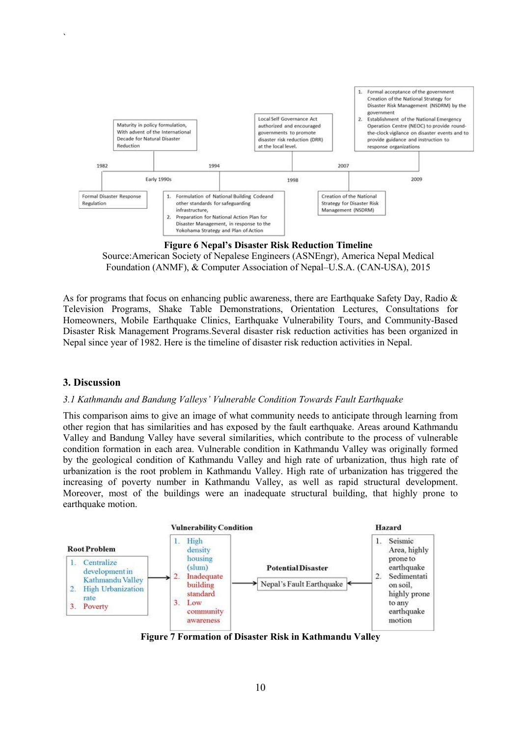| 1982 | Early 1990s | 1994 | 1998 | 2007 | 2009 |
|---|---|---|---|---|---|
| Formal Disaster Response Regulation | 1. Formulation of National Building Codeand other standards for safeguarding infrastructure, 2. Preparation for National Action Plan for Disaster Management, in response to the Yokohama Strategy and Plan of Action | Maturity in policy formulation, With advent of the International Decade for Natural Disaster Reduction | Local Self Governance Act authorized and encouraged governments to promote disaster risk reduction (DRR) at the local level. | Creation of the National Strategy for Disaster Risk Management (NSDRM) | 1. Formal acceptance of the government Creation of the National Strategy for Disaster Risk Management (NSDRM) by the government 2. Establishment of the National Emergency Operation Centre (NEOC) to provide round-the-clock vigilance on disaster events and to provide guidance and instruction to response organizations |

**Figure 6 Nepal's Disaster Risk Reduction Timeline**

Source:American Society of Nepalese Engineers (ASNEngr), America Nepal Medical Foundation (ANMF), & Computer Association of Nepal–U.S.A. (CAN-USA), 2015

As for programs that focus on enhancing public awareness, there are Earthquake Safety Day, Radio & Television Programs, Shake Table Demonstrations, Orientation Lectures, Consultations for Homeowners, Mobile Earthquake Clinics, Earthquake Vulnerability Tours, and Community-Based Disaster Risk Management Programs.Several disaster risk reduction activities has been organized in Nepal since year of 1982. Here is the timeline of disaster risk reduction activities in Nepal.

## 3. Discussion

### *3.1 Kathmandu and Bandung Valleys' Vulnerable Condition Towards Fault Earthquake*

This comparison aims to give an image of what community needs to anticipate through learning from other region that has similarities and has exposed by the fault earthquake. Areas around Kathmandu Valley and Bandung Valley have several similarities, which contribute to the process of vulnerable condition formation in each area. Vulnerable condition in Kathmandu Valley was originally formed by the geological condition of Kathmandu Valley and high rate of urbanization, thus high rate of urbanization is the root problem in Kathmandu Valley. High rate of urbanization has triggered the increasing of poverty number in Kathmandu Valley, as well as rapid structural development. Moreover, most of the buildings were an inadequate structural building, that highly prone to earthquake motion.

| Root Problem | Vulnerability Condition | Potential Disaster | Hazard |
|---|---|---|---|
| 1. Centralize development in Kathmandu Valley 2. High Urbanization rate 3. Poverty | 1. High density housing (slum) 2. Inadequate building standard 3. Low community awareness | Nepal's Fault Earthquake | 1. Seismic Area, highly prone to earthquake 2. Sedimentation soil, highly prone to any earthquake motion |

**Figure 7 Formation of Disaster Risk in Kathmandu Valley**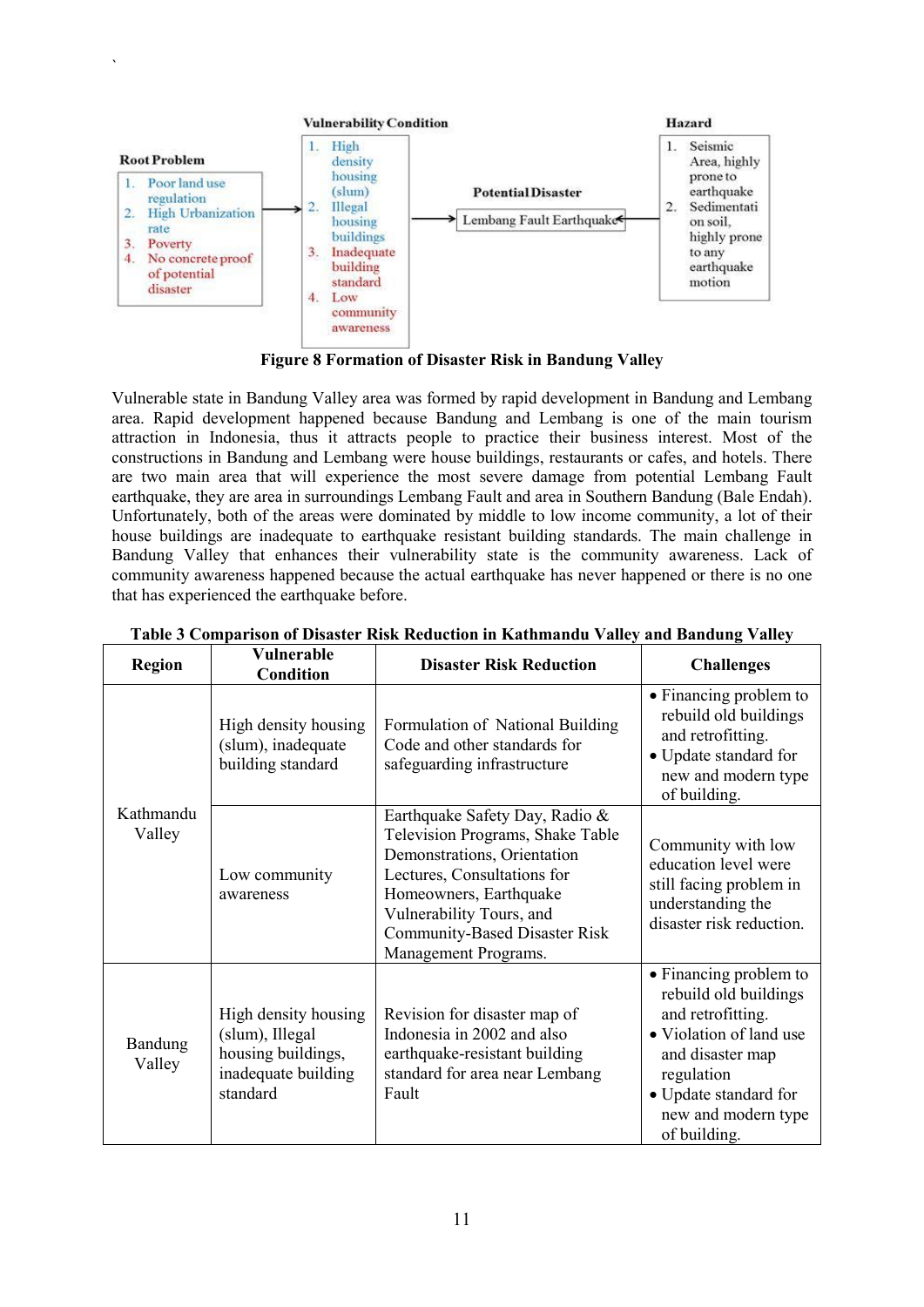**Root Problem**

1. Poor land use regulation
2. High Urbanization rate
3. Poverty
4. No concrete proof of potential disaster

**Vulnerability Condition**

1. High density housing (slum)
2. Illegal housing buildings
3. Inadequate building standard
4. Low community awareness

**Potential Disaster**

Lembang Fault Earthquake

**Hazard**

1. Seismic Area, highly prone to earthquake
2. Sedimentation soil, highly prone to any earthquake motion

**Figure 8 Formation of Disaster Risk in Bandung Valley**

Vulnerable state in Bandung Valley area was formed by rapid development in Bandung and Lembang area. Rapid development happened because Bandung and Lembang is one of the main tourism attraction in Indonesia, thus it attracts people to practice their business interest. Most of the constructions in Bandung and Lembang were house buildings, restaurants or cafes, and hotels. There are two main area that will experience the most severe damage from potential Lembang Fault earthquake, they are area in surroundings Lembang Fault and area in Southern Bandung (Bale Endah). Unfortunately, both of the areas were dominated by middle to low income community, a lot of their house buildings are inadequate to earthquake resistant building standards. The main challenge in Bandung Valley that enhances their vulnerability state is the community awareness. Lack of community awareness happened because the actual earthquake has never happened or there is no one that has experienced the earthquake before.

**Table 3 Comparison of Disaster Risk Reduction in Kathmandu Valley and Bandung Valley**

| Region | Vulnerable Condition | Disaster Risk Reduction | Challenges |
|---|---|---|---|
| Kathmandu Valley | High density housing (slum), inadequate building standard | Formulation of National Building Code and other standards for safeguarding infrastructure | • Financing problem to rebuild old buildings and retrofitting.<br>• Update standard for new and modern type of building. |
| | Low community awareness | Earthquake Safety Day, Radio & Television Programs, Shake Table Demonstrations, Orientation Lectures, Consultations for Homeowners, Earthquake Vulnerability Tours, and Community-Based Disaster Risk Management Programs. | Community with low education level were still facing problem in understanding the disaster risk reduction. |
| Bandung Valley | High density housing (slum), Illegal housing buildings, inadequate building standard | Revision for disaster map of Indonesia in 2002 and also earthquake-resistant building standard for area near Lembang Fault | • Financing problem to rebuild old buildings and retrofitting.<br>• Violation of land use and disaster map regulation<br>• Update standard for new and modern type of building. |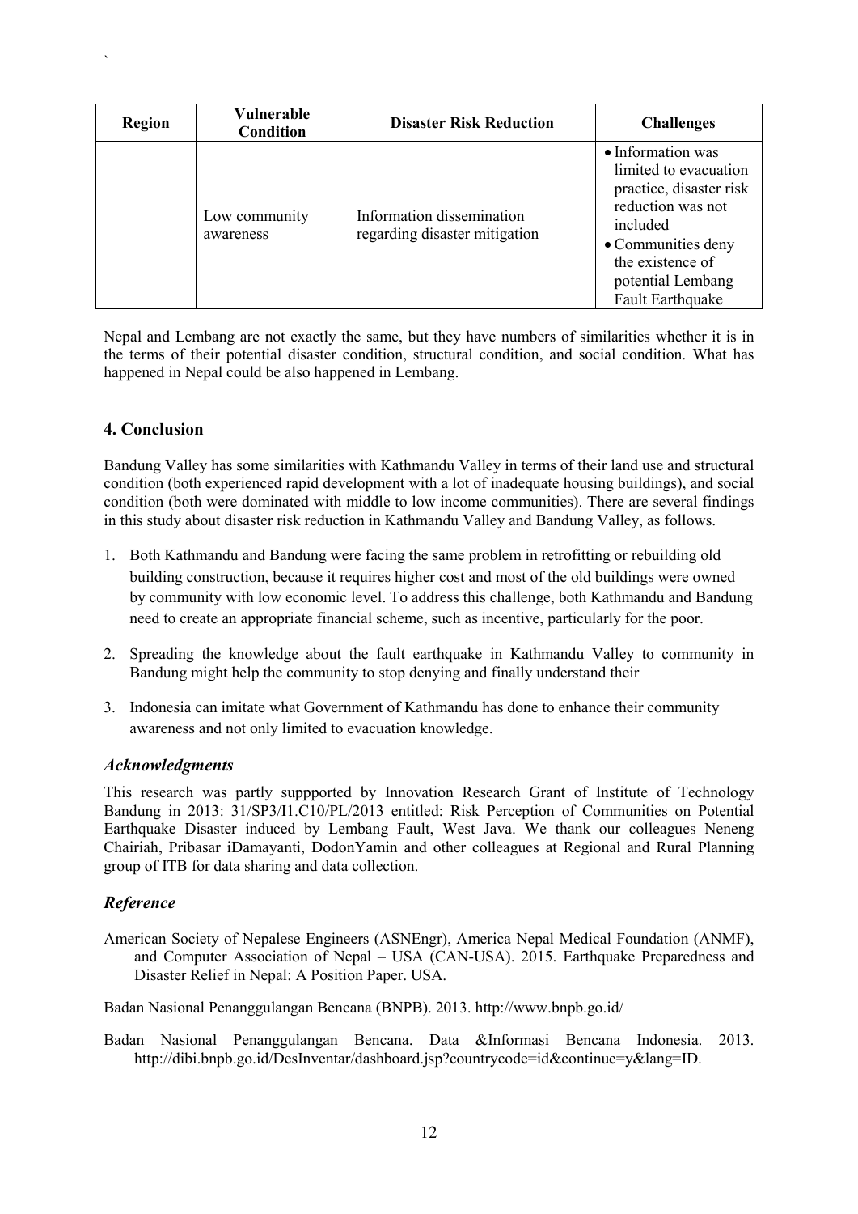| Region | Vulnerable Condition | Disaster Risk Reduction | Challenges |
|---|---|---|---|
| | Low community awareness | Information dissemination regarding disaster mitigation | • Information was limited to evacuation practice, disaster risk reduction was not included<br>• Communities deny the existence of potential Lembang Fault Earthquake |

Nepal and Lembang are not exactly the same, but they have numbers of similarities whether it is in the terms of their potential disaster condition, structural condition, and social condition. What has happened in Nepal could be also happened in Lembang.

## 4. Conclusion

Bandung Valley has some similarities with Kathmandu Valley in terms of their land use and structural condition (both experienced rapid development with a lot of inadequate housing buildings), and social condition (both were dominated with middle to low income communities). There are several findings in this study about disaster risk reduction in Kathmandu Valley and Bandung Valley, as follows.

1. Both Kathmandu and Bandung were facing the same problem in retrofitting or rebuilding old building construction, because it requires higher cost and most of the old buildings were owned by community with low economic level. To address this challenge, both Kathmandu and Bandung need to create an appropriate financial scheme, such as incentive, particularly for the poor.

2. Spreading the knowledge about the fault earthquake in Kathmandu Valley to community in Bandung might help the community to stop denying and finally understand their

3. Indonesia can imitate what Government of Kathmandu has done to enhance their community awareness and not only limited to evacuation knowledge.

### *Acknowledgments*

This research was partly suppported by Innovation Research Grant of Institute of Technology Bandung in 2013: 31/SP3/I1.C10/PL/2013 entitled: Risk Perception of Communities on Potential Earthquake Disaster induced by Lembang Fault, West Java. We thank our colleagues Neneng Chairiah, Pribasar iDamayanti, DodonYamin and other colleagues at Regional and Rural Planning group of ITB for data sharing and data collection.

### *Reference*

American Society of Nepalese Engineers (ASNEngr), America Nepal Medical Foundation (ANMF), and Computer Association of Nepal – USA (CAN-USA). 2015. Earthquake Preparedness and Disaster Relief in Nepal: A Position Paper. USA.

Badan Nasional Penanggulangan Bencana (BNPB). 2013. http://www.bnpb.go.id/

Badan Nasional Penanggulangan Bencana. Data &Informasi Bencana Indonesia. 2013. http://dibi.bnpb.go.id/DesInventar/dashboard.jsp?countrycode=id&continue=y&lang=ID.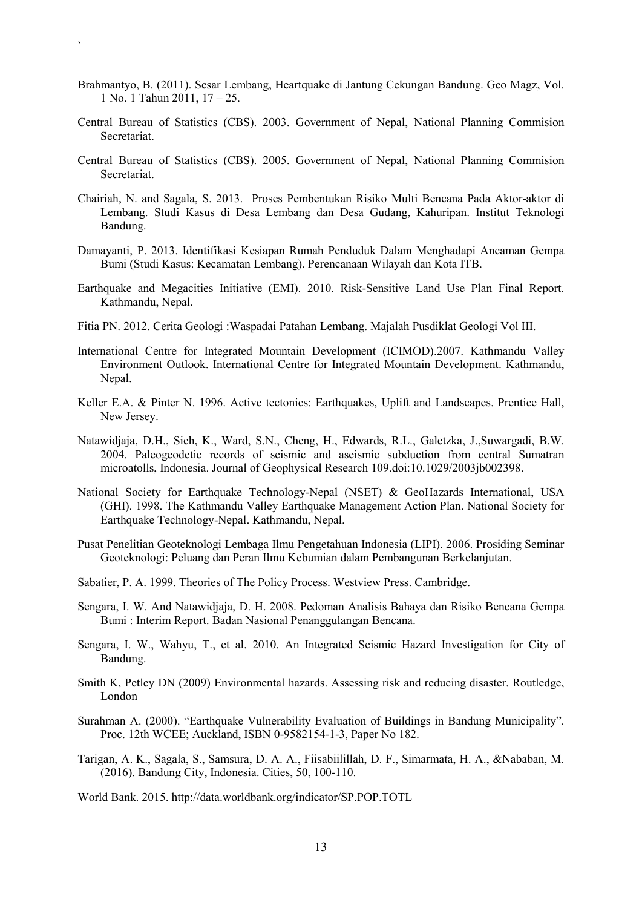Brahmantyo, B. (2011). Sesar Lembang, Heartquake di Jantung Cekungan Bandung. Geo Magz, Vol. 1 No. 1 Tahun 2011, 17 – 25.

Central Bureau of Statistics (CBS). 2003. Government of Nepal, National Planning Commision Secretariat.

Central Bureau of Statistics (CBS). 2005. Government of Nepal, National Planning Commision Secretariat.

Chairiah, N. and Sagala, S. 2013. Proses Pembentukan Risiko Multi Bencana Pada Aktor-aktor di Lembang. Studi Kasus di Desa Lembang dan Desa Gudang, Kahuripan. Institut Teknologi Bandung.

Damayanti, P. 2013. Identifikasi Kesiapan Rumah Penduduk Dalam Menghadapi Ancaman Gempa Bumi (Studi Kasus: Kecamatan Lembang). Perencanaan Wilayah dan Kota ITB.

Earthquake and Megacities Initiative (EMI). 2010. Risk-Sensitive Land Use Plan Final Report. Kathmandu, Nepal.

Fitia PN. 2012. Cerita Geologi :Waspadai Patahan Lembang. Majalah Pusdiklat Geologi Vol III.

International Centre for Integrated Mountain Development (ICIMOD).2007. Kathmandu Valley Environment Outlook. International Centre for Integrated Mountain Development. Kathmandu, Nepal.

Keller E.A. & Pinter N. 1996. Active tectonics: Earthquakes, Uplift and Landscapes. Prentice Hall, New Jersey.

Natawidjaja, D.H., Sieh, K., Ward, S.N., Cheng, H., Edwards, R.L., Galetzka, J.,Suwargadi, B.W. 2004. Paleogeodetic records of seismic and aseismic subduction from central Sumatran microatolls, Indonesia. Journal of Geophysical Research 109.doi:10.1029/2003jb002398.

National Society for Earthquake Technology-Nepal (NSET) & GeoHazards International, USA (GHI). 1998. The Kathmandu Valley Earthquake Management Action Plan. National Society for Earthquake Technology-Nepal. Kathmandu, Nepal.

Pusat Penelitian Geoteknologi Lembaga Ilmu Pengetahuan Indonesia (LIPI). 2006. Prosiding Seminar Geoteknologi: Peluang dan Peran Ilmu Kebumian dalam Pembangunan Berkelanjutan.

Sabatier, P. A. 1999. Theories of The Policy Process. Westview Press. Cambridge.

Sengara, I. W. And Natawidjaja, D. H. 2008. Pedoman Analisis Bahaya dan Risiko Bencana Gempa Bumi : Interim Report. Badan Nasional Penanggulangan Bencana.

Sengara, I. W., Wahyu, T., et al. 2010. An Integrated Seismic Hazard Investigation for City of Bandung.

Smith K, Petley DN (2009) Environmental hazards. Assessing risk and reducing disaster. Routledge, London

Surahman A. (2000). "Earthquake Vulnerability Evaluation of Buildings in Bandung Municipality". Proc. 12th WCEE; Auckland, ISBN 0-9582154-1-3, Paper No 182.

Tarigan, A. K., Sagala, S., Samsura, D. A. A., Fiisabiilillah, D. F., Simarmata, H. A., &Nababan, M. (2016). Bandung City, Indonesia. Cities, 50, 100-110.

World Bank. 2015. http://data.worldbank.org/indicator/SP.POP.TOTL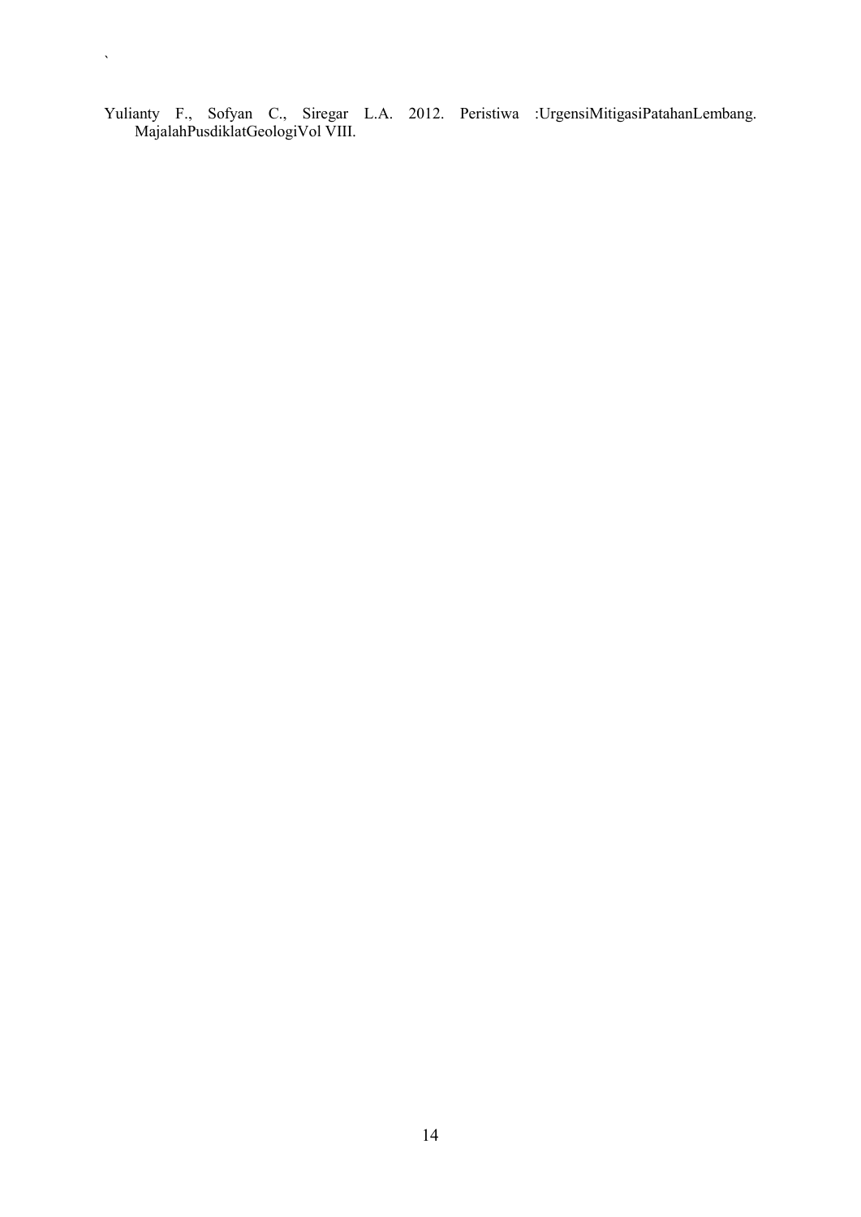Yulianty F., Sofyan C., Siregar L.A. 2012. Peristiwa :UrgensiMitigasiPatahanLembang. MajalahPusdiklatGeologiVol VIII.